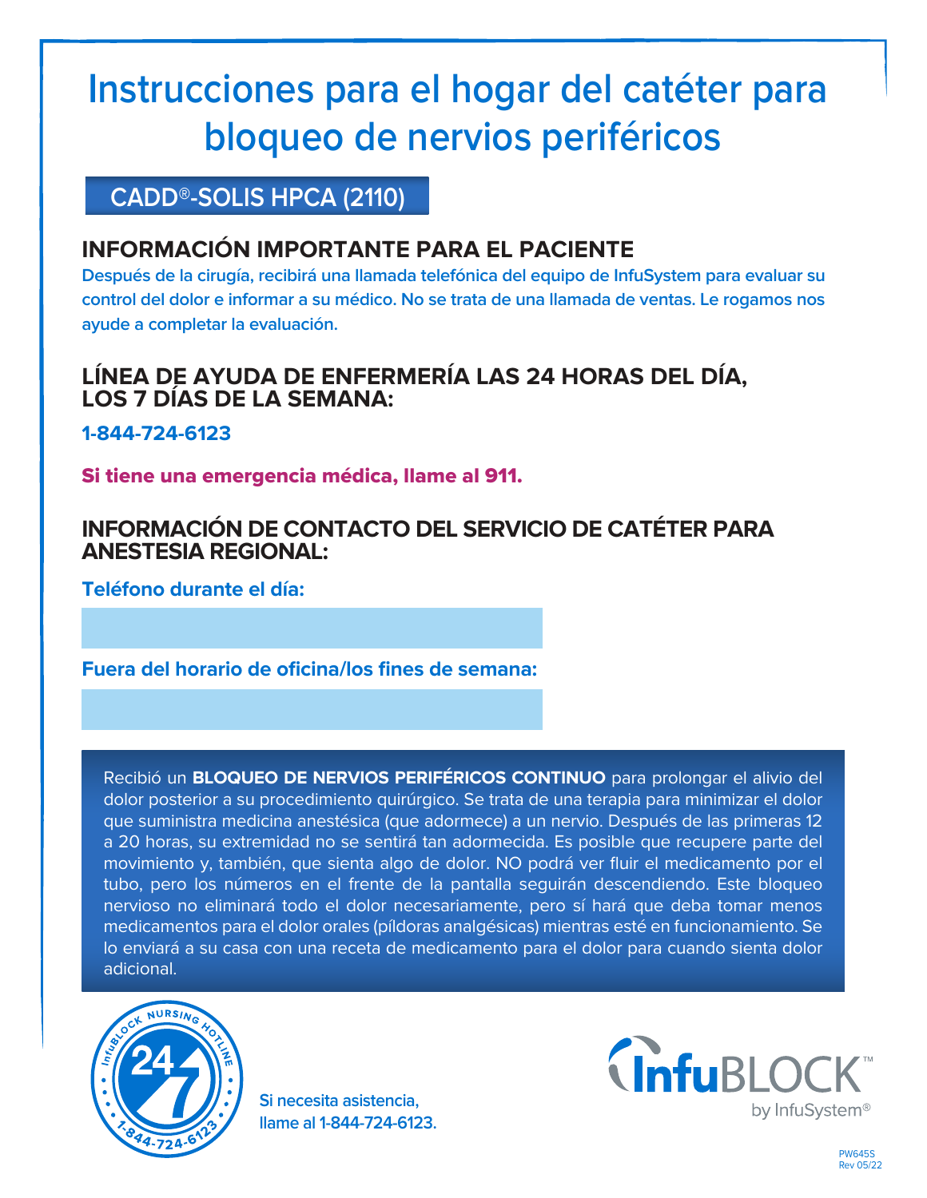# Instrucciones para el hogar del catéter para bloqueo de nervios periféricos

## CADD®-SOLIS HPCA (2110)

### INFORMACIÓN IMPORTANTE PARA EL PACIENTE

**Después de la cirugía, recibirá una llamada telefónica del equipo de InfuSystem para evaluar su control del dolor e informar a su médico. No se trata de una llamada de ventas. Le rogamos nos ayude a completar la evaluación.**

### LÍNEA DE AYUDA DE ENFERMERÍA LAS 24 HORAS DEL DÍA, LOS 7 DÍAS DE LA SEMANA:

**1-844-724-6123**

**Si tiene una emergencia médica, llame al 911.**

### INFORMACIÓN DE CONTACTO DEL SERVICIO DE CATÉTER PARA ANESTESIA REGIONAL:

**Teléfono durante el día:**

**Fuera del horario de oficina/los fines de semana:**

Recibió un **BLOQUEO DE NERVIOS PERIFÉRICOS CONTINUO** para prolongar el alivio del dolor posterior a su procedimiento quirúrgico. Se trata de una terapia para minimizar el dolor que suministra medicina anestésica (que adormece) a un nervio. Después de las primeras 12 a 20 horas, su extremidad no se sentirá tan adormecida. Es posible que recupere parte del movimiento y, también, que sienta algo de dolor. NO podrá ver fluir el medicamento por el tubo, pero los números en el frente de la pantalla seguirán descendiendo. Este bloqueo nervioso no eliminará todo el dolor necesariamente, pero sí hará que deba tomar menos medicamentos para el dolor orales (píldoras analgésicas) mientras esté en funcionamiento. Se lo enviará a su casa con una receta de medicamento para el dolor para cuando sienta dolor adicional.

InfuBLOCK NURSING HOTLINE 24/7 1-844-724-6123

Si necesita asistencia, llame al 1-844-724-6123.

InfuBLOCK™ by InfuSystem®

PW645S
Rev 05/22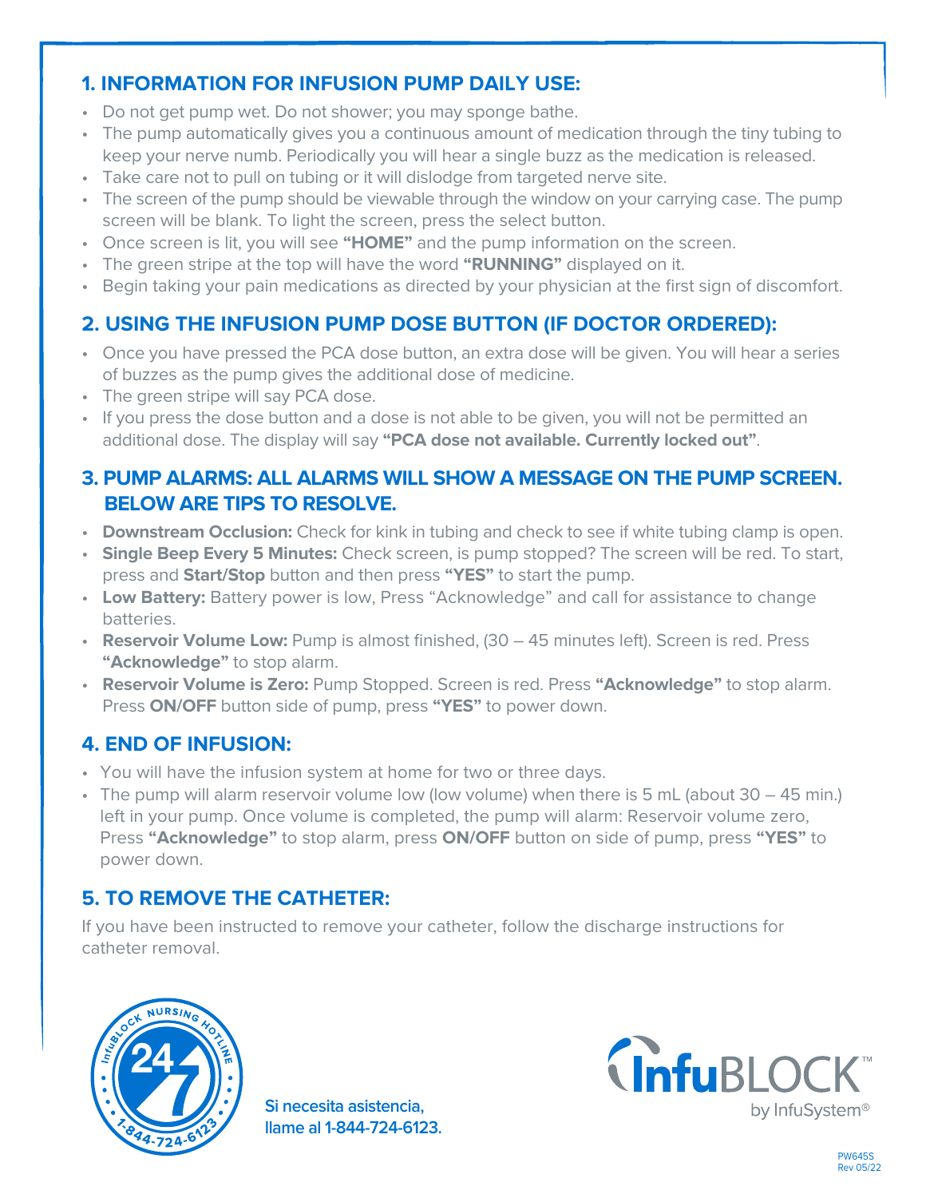## 1. INFORMATION FOR INFUSION PUMP DAILY USE:

- Do not get pump wet. Do not shower; you may sponge bathe.
- The pump automatically gives you a continuous amount of medication through the tiny tubing to keep your nerve numb. Periodically you will hear a single buzz as the medication is released.
- Take care not to pull on tubing or it will dislodge from targeted nerve site.
- The screen of the pump should be viewable through the window on your carrying case. The pump screen will be blank. To light the screen, press the select button.
- Once screen is lit, you will see **"HOME"** and the pump information on the screen.
- The green stripe at the top will have the word **"RUNNING"** displayed on it.
- Begin taking your pain medications as directed by your physician at the first sign of discomfort.

## 2. USING THE INFUSION PUMP DOSE BUTTON (IF DOCTOR ORDERED):

- Once you have pressed the PCA dose button, an extra dose will be given. You will hear a series of buzzes as the pump gives the additional dose of medicine.
- The green stripe will say PCA dose.
- If you press the dose button and a dose is not able to be given, you will not be permitted an additional dose. The display will say **"PCA dose not available. Currently locked out"**.

## 3. PUMP ALARMS: ALL ALARMS WILL SHOW A MESSAGE ON THE PUMP SCREEN. BELOW ARE TIPS TO RESOLVE.

- **Downstream Occlusion:** Check for kink in tubing and check to see if white tubing clamp is open.
- **Single Beep Every 5 Minutes:** Check screen, is pump stopped? The screen will be red. To start, press and **Start/Stop** button and then press **"YES"** to start the pump.
- **Low Battery:** Battery power is low, Press "Acknowledge" and call for assistance to change batteries.
- **Reservoir Volume Low:** Pump is almost finished, (30 – 45 minutes left). Screen is red. Press **"Acknowledge"** to stop alarm.
- **Reservoir Volume is Zero:** Pump Stopped. Screen is red. Press **"Acknowledge"** to stop alarm. Press **ON/OFF** button side of pump, press **"YES"** to power down.

## 4. END OF INFUSION:

- You will have the infusion system at home for two or three days.
- The pump will alarm reservoir volume low (low volume) when there is 5 mL (about 30 – 45 min.) left in your pump. Once volume is completed, the pump will alarm: Reservoir volume zero, Press **"Acknowledge"** to stop alarm, press **ON/OFF** button on side of pump, press **"YES"** to power down.

## 5. TO REMOVE THE CATHETER:

If you have been instructed to remove your catheter, follow the discharge instructions for catheter removal.

InfuBLOCK Nursing Hotline 24/7 1-844-724-6123

Si necesita asistencia, llame al 1-844-724-6123.

InfuBLOCK™ by InfuSystem®

PW645S Rev 05/22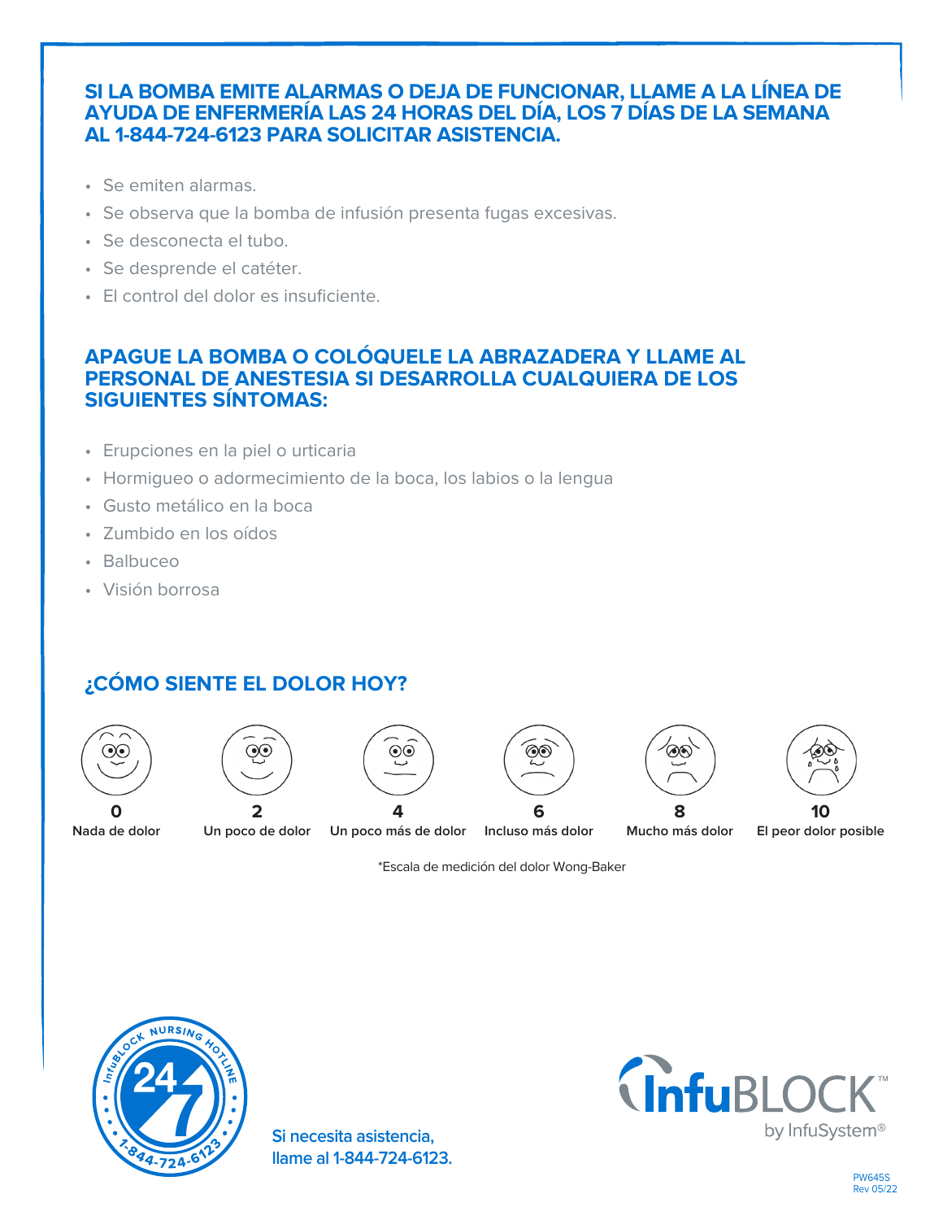## SI LA BOMBA EMITE ALARMAS O DEJA DE FUNCIONAR, LLAME A LA LÍNEA DE AYUDA DE ENFERMERÍA LAS 24 HORAS DEL DÍA, LOS 7 DÍAS DE LA SEMANA AL 1-844-724-6123 PARA SOLICITAR ASISTENCIA.

- Se emiten alarmas.
- Se observa que la bomba de infusión presenta fugas excesivas.
- Se desconecta el tubo.
- Se desprende el catéter.
- El control del dolor es insuficiente.

## APAGUE LA BOMBA O COLÓQUELE LA ABRAZADERA Y LLAME AL PERSONAL DE ANESTESIA SI DESARROLLA CUALQUIERA DE LOS SIGUIENTES SÍNTOMAS:

- Erupciones en la piel o urticaria
- Hormigueo o adormecimiento de la boca, los labios o la lengua
- Gusto metálico en la boca
- Zumbido en los oídos
- Balbuceo
- Visión borrosa

## ¿CÓMO SIENTE EL DOLOR HOY?

**0** Nada de dolor

**2** Un poco de dolor

**4** Un poco más de dolor

**6** Incluso más dolor

**8** Mucho más dolor

**10** El peor dolor posible

*Escala de medición del dolor Wong-Baker

InfuBLOCK NURSING HOTLINE 24/7 1-844-724-6123

**Si necesita asistencia, llame al 1-844-724-6123.**

InfuBLOCK™ by InfuSystem®

PW645S
Rev 05/22